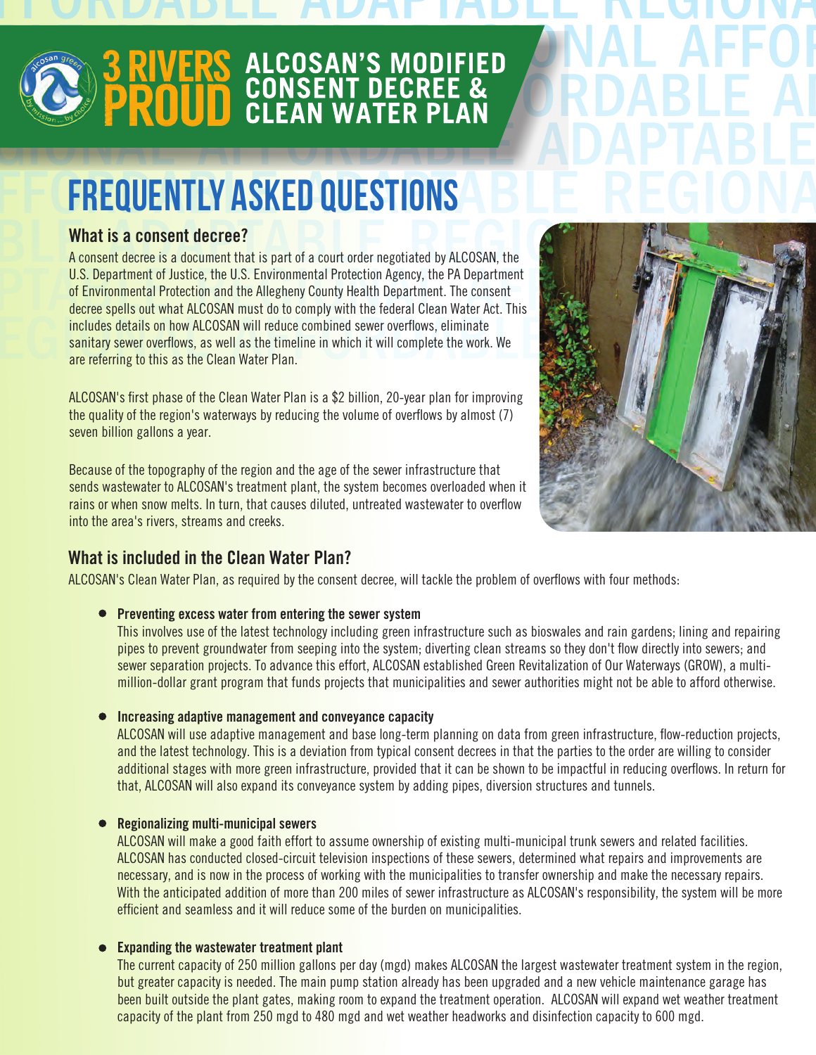# 3 RIVERS PROUD — ALCOSAN'S MODIFIED CONSENT DECREE & CLEAN WATER PLAN

# FREQUENTLY ASKED QUESTIONS

## What is a consent decree?

A consent decree is a document that is part of a court order negotiated by ALCOSAN, the U.S. Department of Justice, the U.S. Environmental Protection Agency, the PA Department of Environmental Protection and the Allegheny County Health Department. The consent decree spells out what ALCOSAN must do to comply with the federal Clean Water Act. This includes details on how ALCOSAN will reduce combined sewer overflows, eliminate sanitary sewer overflows, as well as the timeline in which it will complete the work. We are referring to this as the Clean Water Plan.

ALCOSAN's first phase of the Clean Water Plan is a $2 billion, 20-year plan for improving the quality of the region's waterways by reducing the volume of overflows by almost (7) seven billion gallons a year.

Because of the topography of the region and the age of the sewer infrastructure that sends wastewater to ALCOSAN's treatment plant, the system becomes overloaded when it rains or when snow melts. In turn, that causes diluted, untreated wastewater to overflow into the area's rivers, streams and creeks.

## What is included in the Clean Water Plan?

ALCOSAN's Clean Water Plan, as required by the consent decree, will tackle the problem of overflows with four methods:

- **Preventing excess water from entering the sewer system**
  This involves use of the latest technology including green infrastructure such as bioswales and rain gardens; lining and repairing pipes to prevent groundwater from seeping into the system; diverting clean streams so they don't flow directly into sewers; and sewer separation projects. To advance this effort, ALCOSAN established Green Revitalization of Our Waterways (GROW), a multi-million-dollar grant program that funds projects that municipalities and sewer authorities might not be able to afford otherwise.

- **Increasing adaptive management and conveyance capacity**
  ALCOSAN will use adaptive management and base long-term planning on data from green infrastructure, flow-reduction projects, and the latest technology. This is a deviation from typical consent decrees in that the parties to the order are willing to consider additional stages with more green infrastructure, provided that it can be shown to be impactful in reducing overflows. In return for that, ALCOSAN will also expand its conveyance system by adding pipes, diversion structures and tunnels.

- **Regionalizing multi-municipal sewers**
  ALCOSAN will make a good faith effort to assume ownership of existing multi-municipal trunk sewers and related facilities. ALCOSAN has conducted closed-circuit television inspections of these sewers, determined what repairs and improvements are necessary, and is now in the process of working with the municipalities to transfer ownership and make the necessary repairs. With the anticipated addition of more than 200 miles of sewer infrastructure as ALCOSAN's responsibility, the system will be more efficient and seamless and it will reduce some of the burden on municipalities.

- **Expanding the wastewater treatment plant**
  The current capacity of 250 million gallons per day (mgd) makes ALCOSAN the largest wastewater treatment system in the region, but greater capacity is needed. The main pump station already has been upgraded and a new vehicle maintenance garage has been built outside the plant gates, making room to expand the treatment operation. ALCOSAN will expand wet weather treatment capacity of the plant from 250 mgd to 480 mgd and wet weather headworks and disinfection capacity to 600 mgd.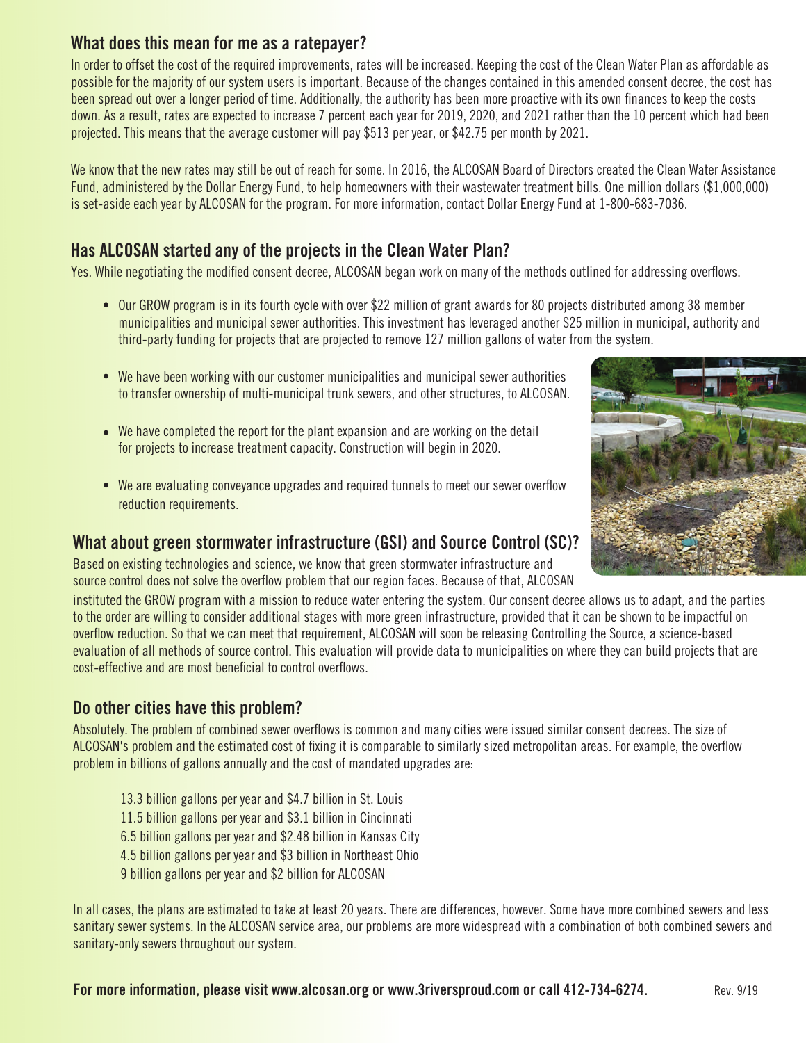## What does this mean for me as a ratepayer?

In order to offset the cost of the required improvements, rates will be increased. Keeping the cost of the Clean Water Plan as affordable as possible for the majority of our system users is important. Because of the changes contained in this amended consent decree, the cost has been spread out over a longer period of time. Additionally, the authority has been more proactive with its own finances to keep the costs down. As a result, rates are expected to increase 7 percent each year for 2019, 2020, and 2021 rather than the 10 percent which had been projected. This means that the average customer will pay $513 per year, or $42.75 per month by 2021.

We know that the new rates may still be out of reach for some. In 2016, the ALCOSAN Board of Directors created the Clean Water Assistance Fund, administered by the Dollar Energy Fund, to help homeowners with their wastewater treatment bills. One million dollars ($1,000,000) is set-aside each year by ALCOSAN for the program. For more information, contact Dollar Energy Fund at 1-800-683-7036.

## Has ALCOSAN started any of the projects in the Clean Water Plan?

Yes. While negotiating the modified consent decree, ALCOSAN began work on many of the methods outlined for addressing overflows.

- Our GROW program is in its fourth cycle with over $22 million of grant awards for 80 projects distributed among 38 member municipalities and municipal sewer authorities. This investment has leveraged another $25 million in municipal, authority and third-party funding for projects that are projected to remove 127 million gallons of water from the system.
- We have been working with our customer municipalities and municipal sewer authorities to transfer ownership of multi-municipal trunk sewers, and other structures, to ALCOSAN.
- We have completed the report for the plant expansion and are working on the detail for projects to increase treatment capacity. Construction will begin in 2020.
- We are evaluating conveyance upgrades and required tunnels to meet our sewer overflow reduction requirements.

## What about green stormwater infrastructure (GSI) and Source Control (SC)?

Based on existing technologies and science, we know that green stormwater infrastructure and source control does not solve the overflow problem that our region faces. Because of that, ALCOSAN instituted the GROW program with a mission to reduce water entering the system. Our consent decree allows us to adapt, and the parties to the order are willing to consider additional stages with more green infrastructure, provided that it can be shown to be impactful on overflow reduction. So that we can meet that requirement, ALCOSAN will soon be releasing Controlling the Source, a science-based evaluation of all methods of source control. This evaluation will provide data to municipalities on where they can build projects that are cost-effective and are most beneficial to control overflows.

## Do other cities have this problem?

Absolutely. The problem of combined sewer overflows is common and many cities were issued similar consent decrees. The size of ALCOSAN's problem and the estimated cost of fixing it is comparable to similarly sized metropolitan areas. For example, the overflow problem in billions of gallons annually and the cost of mandated upgrades are:

13.3 billion gallons per year and $4.7 billion in St. Louis
11.5 billion gallons per year and $3.1 billion in Cincinnati
6.5 billion gallons per year and $2.48 billion in Kansas City
4.5 billion gallons per year and $3 billion in Northeast Ohio
9 billion gallons per year and $2 billion for ALCOSAN

In all cases, the plans are estimated to take at least 20 years. There are differences, however. Some have more combined sewers and less sanitary sewer systems. In the ALCOSAN service area, our problems are more widespread with a combination of both combined sewers and sanitary-only sewers throughout our system.

**For more information, please visit www.alcosan.org or www.3riversproud.com or call 412-734-6274.**

Rev. 9/19